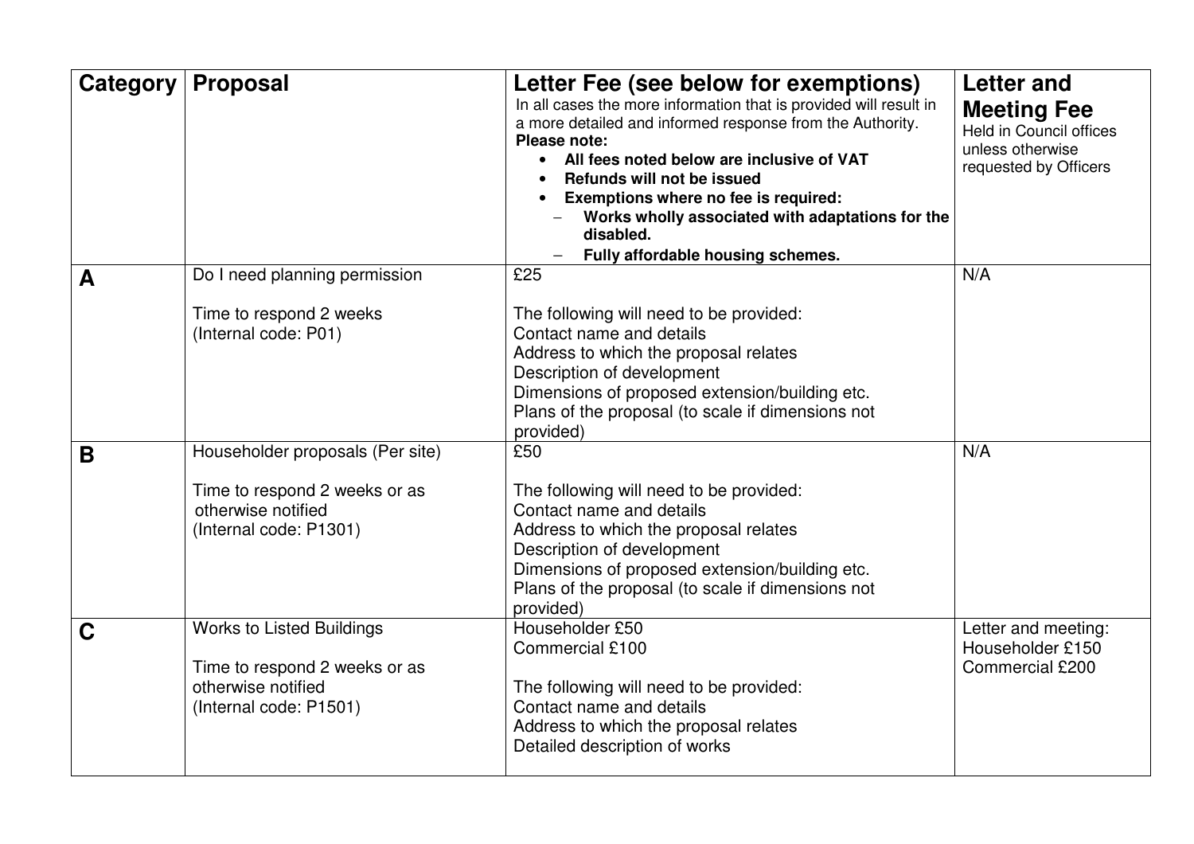| Category | Proposal | Letter Fee (see below for exemptions)<br>In all cases the more information that is provided will result in a more detailed and informed response from the Authority.<br>**Please note:**<br>• **All fees noted below are inclusive of VAT**<br>• **Refunds will not be issued**<br>• **Exemptions where no fee is required:**<br>– **Works wholly associated with adaptations for the disabled.**<br>– **Fully affordable housing schemes.** | Letter and Meeting Fee<br>Held in Council offices unless otherwise requested by Officers |
|---|---|---|---|
| **A** | Do I need planning permission<br><br>Time to respond 2 weeks<br>(Internal code: P01) | £25<br><br>The following will need to be provided:<br>Contact name and details<br>Address to which the proposal relates<br>Description of development<br>Dimensions of proposed extension/building etc.<br>Plans of the proposal (to scale if dimensions not provided) | N/A |
| **B** | Householder proposals (Per site)<br><br>Time to respond 2 weeks or as otherwise notified<br>(Internal code: P1301) | £50<br><br>The following will need to be provided:<br>Contact name and details<br>Address to which the proposal relates<br>Description of development<br>Dimensions of proposed extension/building etc.<br>Plans of the proposal (to scale if dimensions not provided) | N/A |
| **C** | Works to Listed Buildings<br><br>Time to respond 2 weeks or as otherwise notified<br>(Internal code: P1501) | Householder £50<br>Commercial £100<br><br>The following will need to be provided:<br>Contact name and details<br>Address to which the proposal relates<br>Detailed description of works | Letter and meeting:<br>Householder £150<br>Commercial £200 |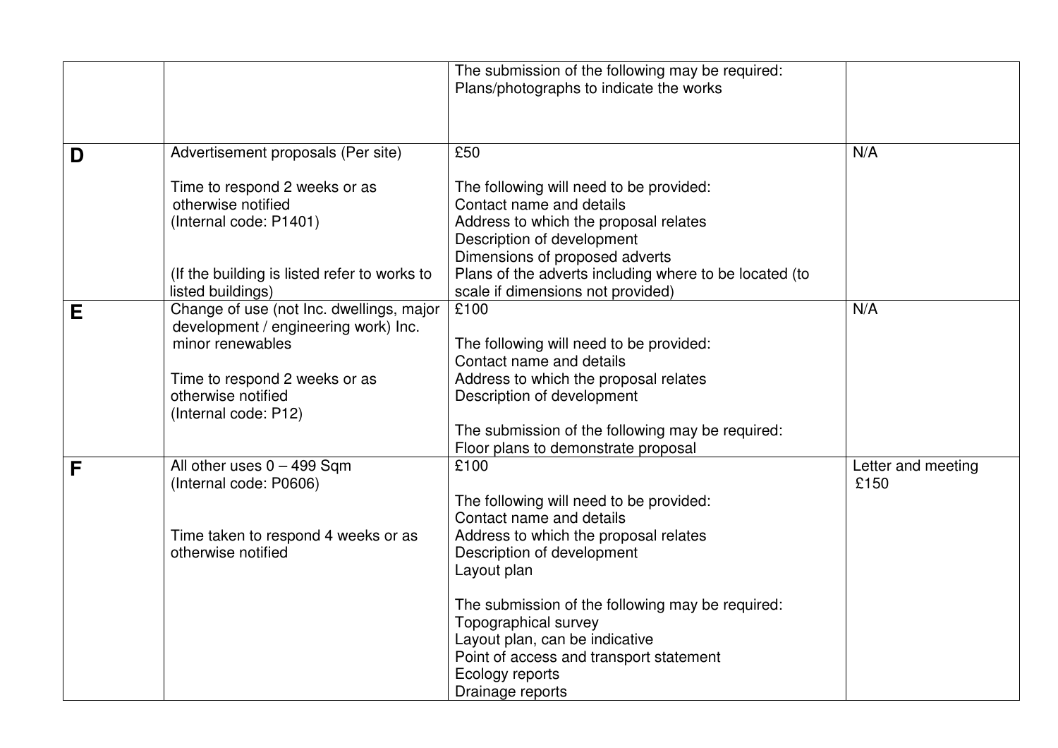| | | | |
|---|---|---|---|
| | | The submission of the following may be required:<br>Plans/photographs to indicate the works | |
| **D** | Advertisement proposals (Per site)<br><br>Time to respond 2 weeks or as otherwise notified<br>(Internal code: P1401)<br><br>(If the building is listed refer to works to listed buildings) | £50<br><br>The following will need to be provided:<br>Contact name and details<br>Address to which the proposal relates<br>Description of development<br>Dimensions of proposed adverts<br>Plans of the adverts including where to be located (to scale if dimensions not provided) | N/A |
| **E** | Change of use (not Inc. dwellings, major development / engineering work) Inc. minor renewables<br><br>Time to respond 2 weeks or as otherwise notified<br>(Internal code: P12) | £100<br><br>The following will need to be provided:<br>Contact name and details<br>Address to which the proposal relates<br>Description of development<br><br>The submission of the following may be required:<br>Floor plans to demonstrate proposal | N/A |
| **F** | All other uses 0 – 499 Sqm<br>(Internal code: P0606)<br><br>Time taken to respond 4 weeks or as otherwise notified | £100<br><br>The following will need to be provided:<br>Contact name and details<br>Address to which the proposal relates<br>Description of development<br>Layout plan<br><br>The submission of the following may be required:<br>Topographical survey<br>Layout plan, can be indicative<br>Point of access and transport statement<br>Ecology reports<br>Drainage reports | Letter and meeting £150 |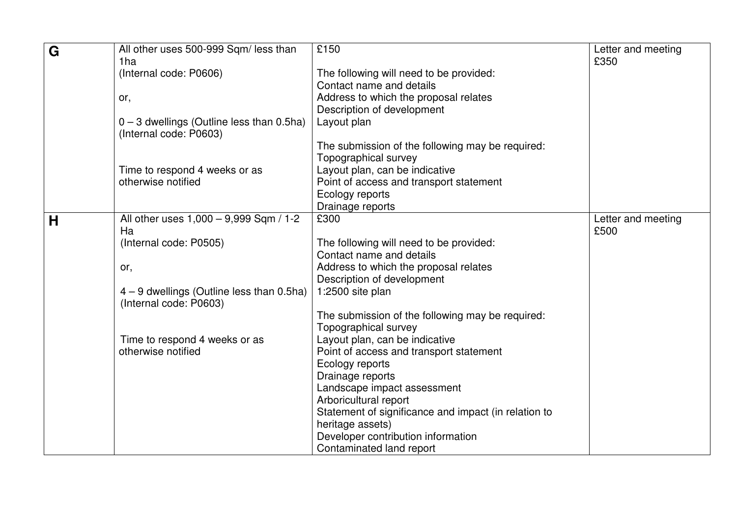| G | All other uses 500-999 Sqm/ less than 1ha<br>(Internal code: P0606)<br><br>or,<br><br>0 – 3 dwellings (Outline less than 0.5ha)<br>(Internal code: P0603)<br><br><br>Time to respond 4 weeks or as otherwise notified | £150<br><br>The following will need to be provided:<br>Contact name and details<br>Address to which the proposal relates<br>Description of development<br>Layout plan<br><br>The submission of the following may be required:<br>Topographical survey<br>Layout plan, can be indicative<br>Point of access and transport statement<br>Ecology reports<br>Drainage reports | Letter and meeting<br>£350 |
|---|---|---|---|
| **H** | All other uses 1,000 – 9,999 Sqm / 1-2 Ha<br>(Internal code: P0505)<br><br>or,<br><br>4 – 9 dwellings (Outline less than 0.5ha)<br>(Internal code: P0603)<br><br><br>Time to respond 4 weeks or as otherwise notified | £300<br><br>The following will need to be provided:<br>Contact name and details<br>Address to which the proposal relates<br>Description of development<br>1:2500 site plan<br><br>The submission of the following may be required:<br>Topographical survey<br>Layout plan, can be indicative<br>Point of access and transport statement<br>Ecology reports<br>Drainage reports<br>Landscape impact assessment<br>Arboricultural report<br>Statement of significance and impact (in relation to heritage assets)<br>Developer contribution information<br>Contaminated land report | Letter and meeting<br>£500 |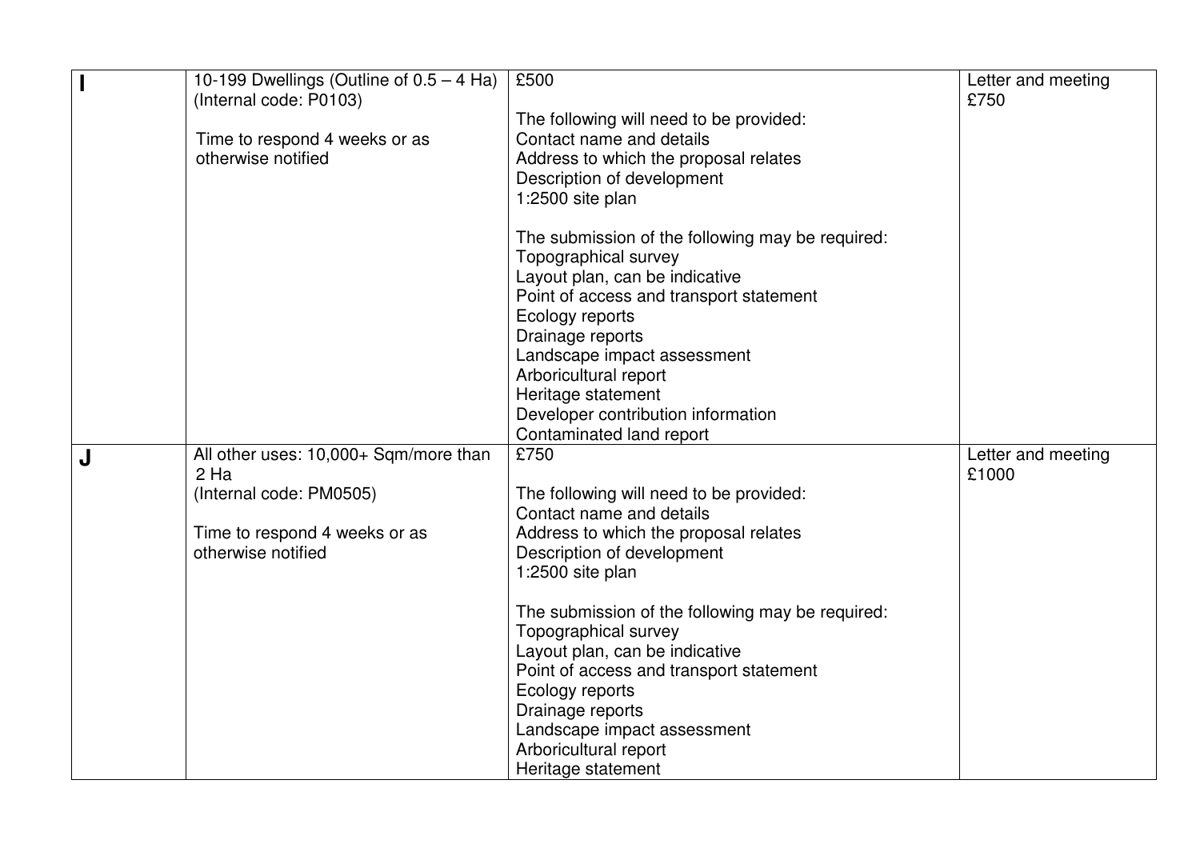| | | | |
|---|---|---|---|
| **I** | 10-199 Dwellings (Outline of 0.5 – 4 Ha)<br>(Internal code: P0103)<br><br>Time to respond 4 weeks or as otherwise notified | £500<br><br>The following will need to be provided:<br>Contact name and details<br>Address to which the proposal relates<br>Description of development<br>1:2500 site plan<br><br>The submission of the following may be required:<br>Topographical survey<br>Layout plan, can be indicative<br>Point of access and transport statement<br>Ecology reports<br>Drainage reports<br>Landscape impact assessment<br>Arboricultural report<br>Heritage statement<br>Developer contribution information<br>Contaminated land report | Letter and meeting<br>£750 |
| **J** | All other uses: 10,000+ Sqm/more than 2 Ha<br>(Internal code: PM0505)<br><br>Time to respond 4 weeks or as otherwise notified | £750<br><br>The following will need to be provided:<br>Contact name and details<br>Address to which the proposal relates<br>Description of development<br>1:2500 site plan<br><br>The submission of the following may be required:<br>Topographical survey<br>Layout plan, can be indicative<br>Point of access and transport statement<br>Ecology reports<br>Drainage reports<br>Landscape impact assessment<br>Arboricultural report<br>Heritage statement | Letter and meeting<br>£1000 |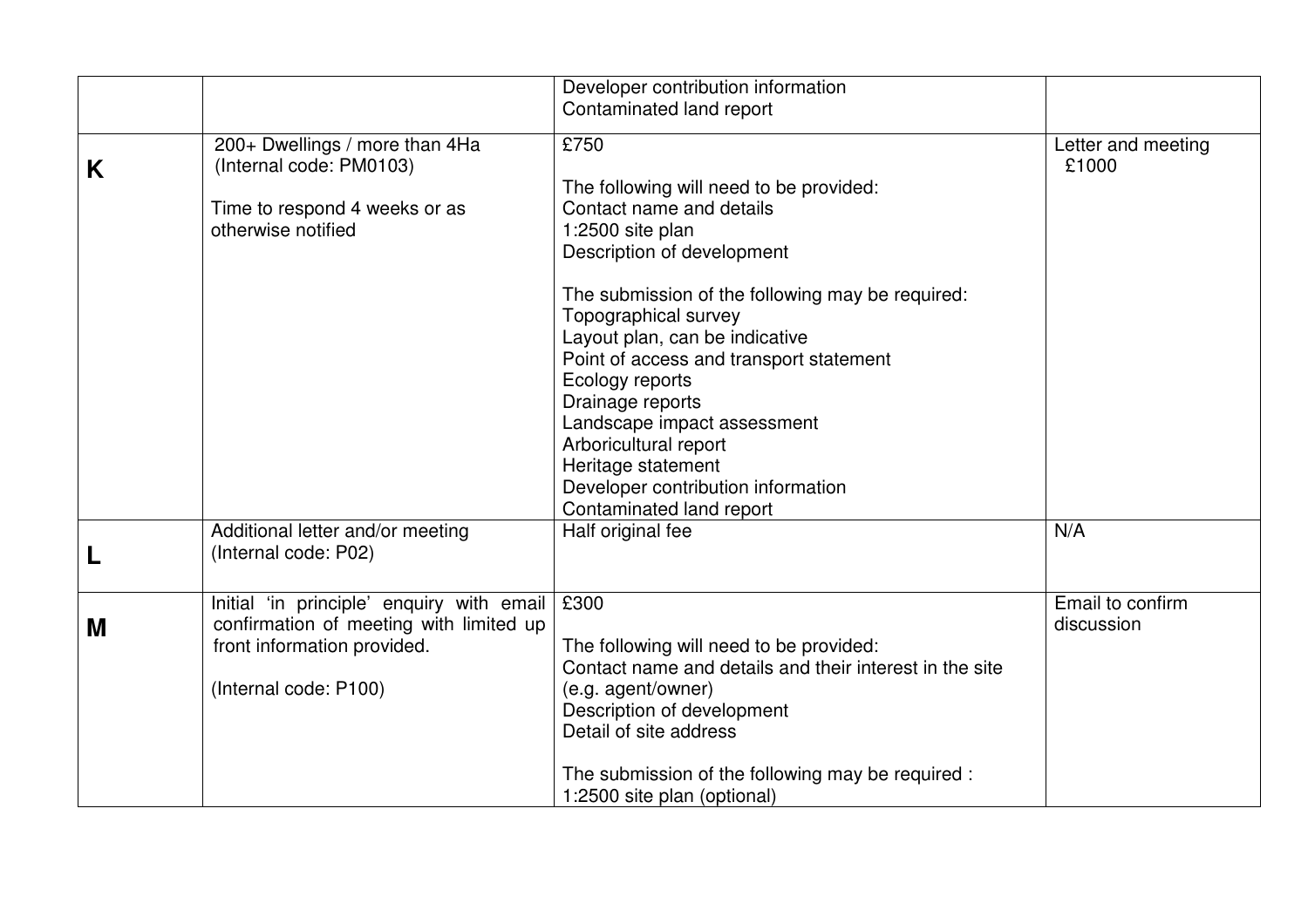| | | | |
|---|---|---|---|
| | | Developer contribution information<br>Contaminated land report | |
| **K** | 200+ Dwellings / more than 4Ha<br>(Internal code: PM0103)<br><br>Time to respond 4 weeks or as otherwise notified | £750<br><br>The following will need to be provided:<br>Contact name and details<br>1:2500 site plan<br>Description of development<br><br>The submission of the following may be required:<br>Topographical survey<br>Layout plan, can be indicative<br>Point of access and transport statement<br>Ecology reports<br>Drainage reports<br>Landscape impact assessment<br>Arboricultural report<br>Heritage statement<br>Developer contribution information<br>Contaminated land report | Letter and meeting<br>£1000 |
| **L** | Additional letter and/or meeting<br>(Internal code: P02) | Half original fee | N/A |
| **M** | Initial 'in principle' enquiry with email confirmation of meeting with limited up front information provided.<br><br>(Internal code: P100) | £300<br><br>The following will need to be provided:<br>Contact name and details and their interest in the site (e.g. agent/owner)<br>Description of development<br>Detail of site address<br><br>The submission of the following may be required :<br>1:2500 site plan (optional) | Email to confirm discussion |